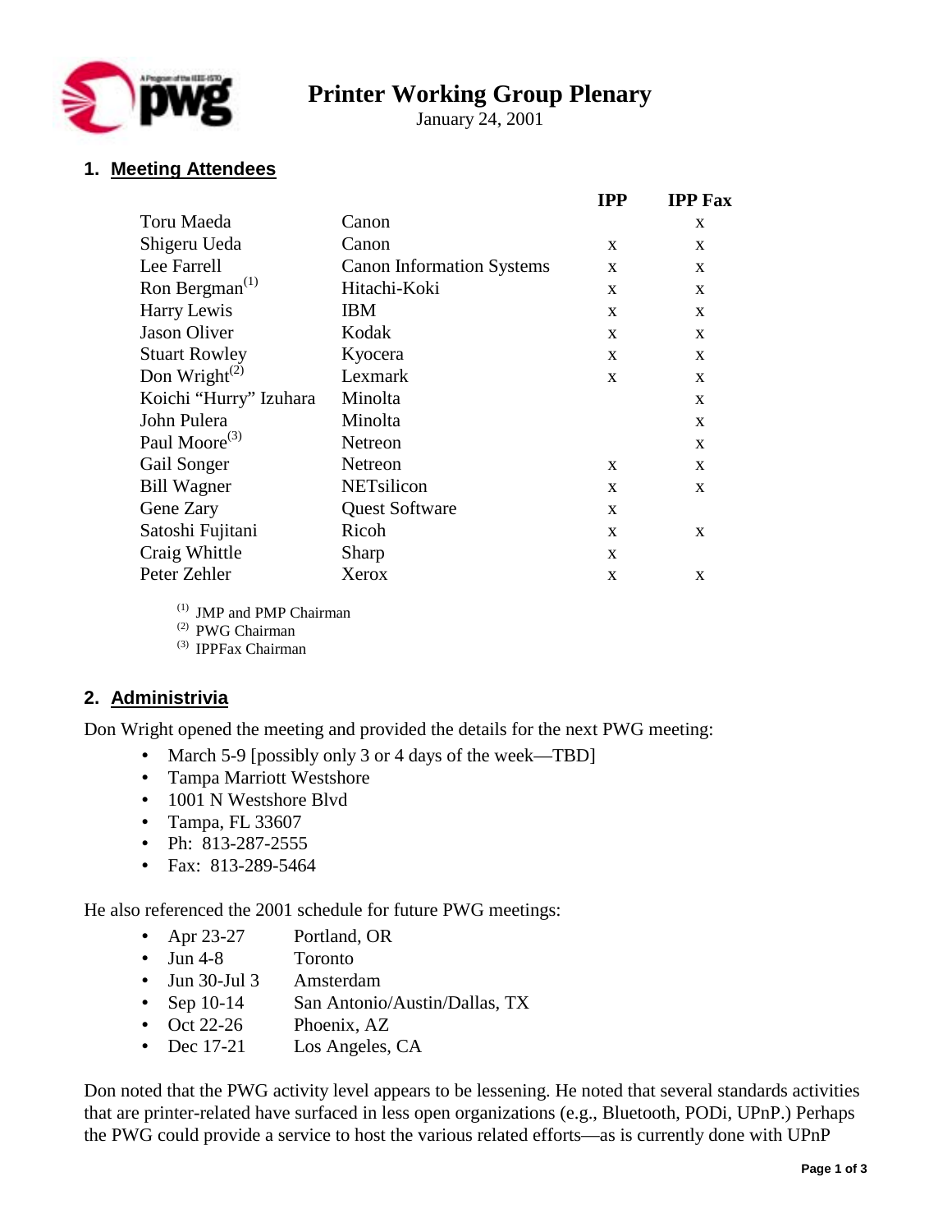# Printer Working Group Plenary

January 24, 2001

## 1. Meeting Attendees

| Name | Company | IPP | IPP Fax |
|---|---|---|---|
| Toru Maeda | Canon | | x |
| Shigeru Ueda | Canon | x | x |
| Lee Farrell | Canon Information Systems | x | x |
| Ron Bergman[(1)] | Hitachi-Koki | x | x |
| Harry Lewis | IBM | x | x |
| Jason Oliver | Kodak | x | x |
| Stuart Rowley | Kyocera | x | x |
| Don Wright[(2)] | Lexmark | x | x |
| Koichi "Hurry" Izuhara | Minolta | | x |
| John Pulera | Minolta | | x |
| Paul Moore[(3)] | Netreon | | x |
| Gail Songer | Netreon | x | x |
| Bill Wagner | NETsilicon | x | x |
| Gene Zary | Quest Software | x | |
| Satoshi Fujitani | Ricoh | x | x |
| Craig Whittle | Sharp | x | |
| Peter Zehler | Xerox | x | x |

(1) JMP and PMP Chairman
(2) PWG Chairman
(3) IPPFax Chairman

## 2. Administrivia

Don Wright opened the meeting and provided the details for the next PWG meeting:

- March 5-9 [possibly only 3 or 4 days of the week—TBD]
- Tampa Marriott Westshore
- 1001 N Westshore Blvd
- Tampa, FL 33607
- Ph: 813-287-2555
- Fax: 813-289-5464

He also referenced the 2001 schedule for future PWG meetings:

- Apr 23-27 Portland, OR
- Jun 4-8 Toronto
- Jun 30-Jul 3 Amsterdam
- Sep 10-14 San Antonio/Austin/Dallas, TX
- Oct 22-26 Phoenix, AZ
- Dec 17-21 Los Angeles, CA

Don noted that the PWG activity level appears to be lessening. He noted that several standards activities that are printer-related have surfaced in less open organizations (e.g., Bluetooth, PODi, UPnP.) Perhaps the PWG could provide a service to host the various related efforts—as is currently done with UPnP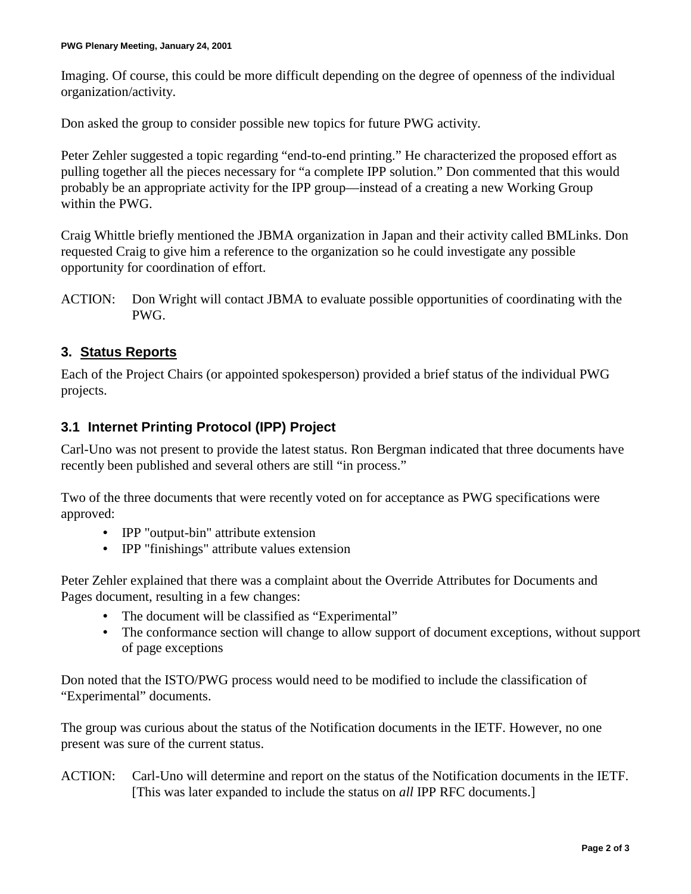Imaging. Of course, this could be more difficult depending on the degree of openness of the individual organization/activity.

Don asked the group to consider possible new topics for future PWG activity.

Peter Zehler suggested a topic regarding “end-to-end printing.” He characterized the proposed effort as pulling together all the pieces necessary for “a complete IPP solution.” Don commented that this would probably be an appropriate activity for the IPP group—instead of a creating a new Working Group within the PWG.

Craig Whittle briefly mentioned the JBMA organization in Japan and their activity called BMLinks. Don requested Craig to give him a reference to the organization so he could investigate any possible opportunity for coordination of effort.

ACTION: Don Wright will contact JBMA to evaluate possible opportunities of coordinating with the PWG.

## 3. Status Reports

Each of the Project Chairs (or appointed spokesperson) provided a brief status of the individual PWG projects.

### 3.1 Internet Printing Protocol (IPP) Project

Carl-Uno was not present to provide the latest status. Ron Bergman indicated that three documents have recently been published and several others are still “in process.”

Two of the three documents that were recently voted on for acceptance as PWG specifications were approved:

- IPP "output-bin" attribute extension
- IPP "finishings" attribute values extension

Peter Zehler explained that there was a complaint about the Override Attributes for Documents and Pages document, resulting in a few changes:

- The document will be classified as “Experimental”
- The conformance section will change to allow support of document exceptions, without support of page exceptions

Don noted that the ISTO/PWG process would need to be modified to include the classification of “Experimental” documents.

The group was curious about the status of the Notification documents in the IETF. However, no one present was sure of the current status.

ACTION: Carl-Uno will determine and report on the status of the Notification documents in the IETF. [This was later expanded to include the status on *all* IPP RFC documents.]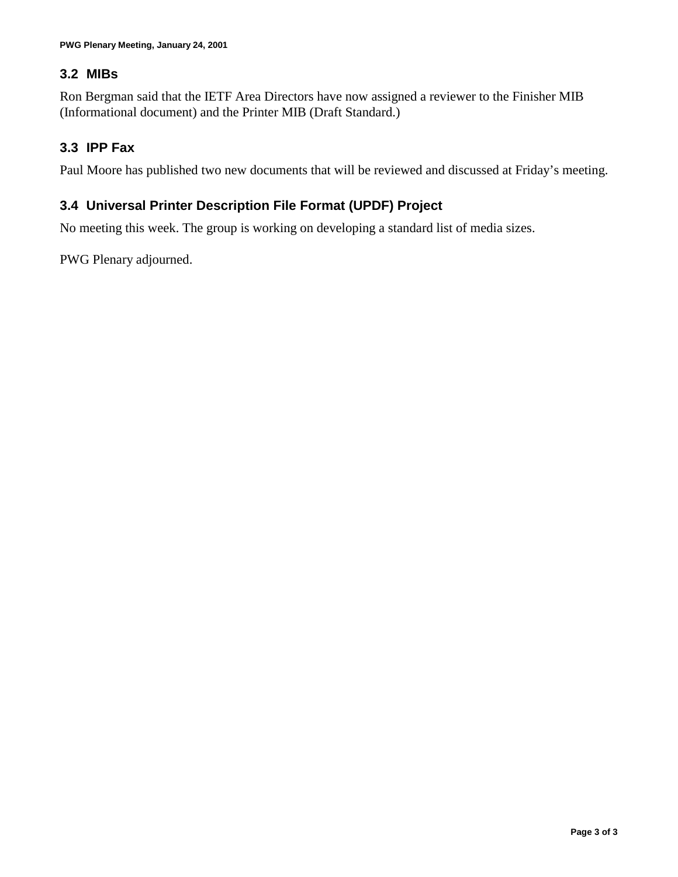### 3.2 MIBs

Ron Bergman said that the IETF Area Directors have now assigned a reviewer to the Finisher MIB (Informational document) and the Printer MIB (Draft Standard.)

### 3.3 IPP Fax

Paul Moore has published two new documents that will be reviewed and discussed at Friday's meeting.

### 3.4 Universal Printer Description File Format (UPDF) Project

No meeting this week. The group is working on developing a standard list of media sizes.

PWG Plenary adjourned.